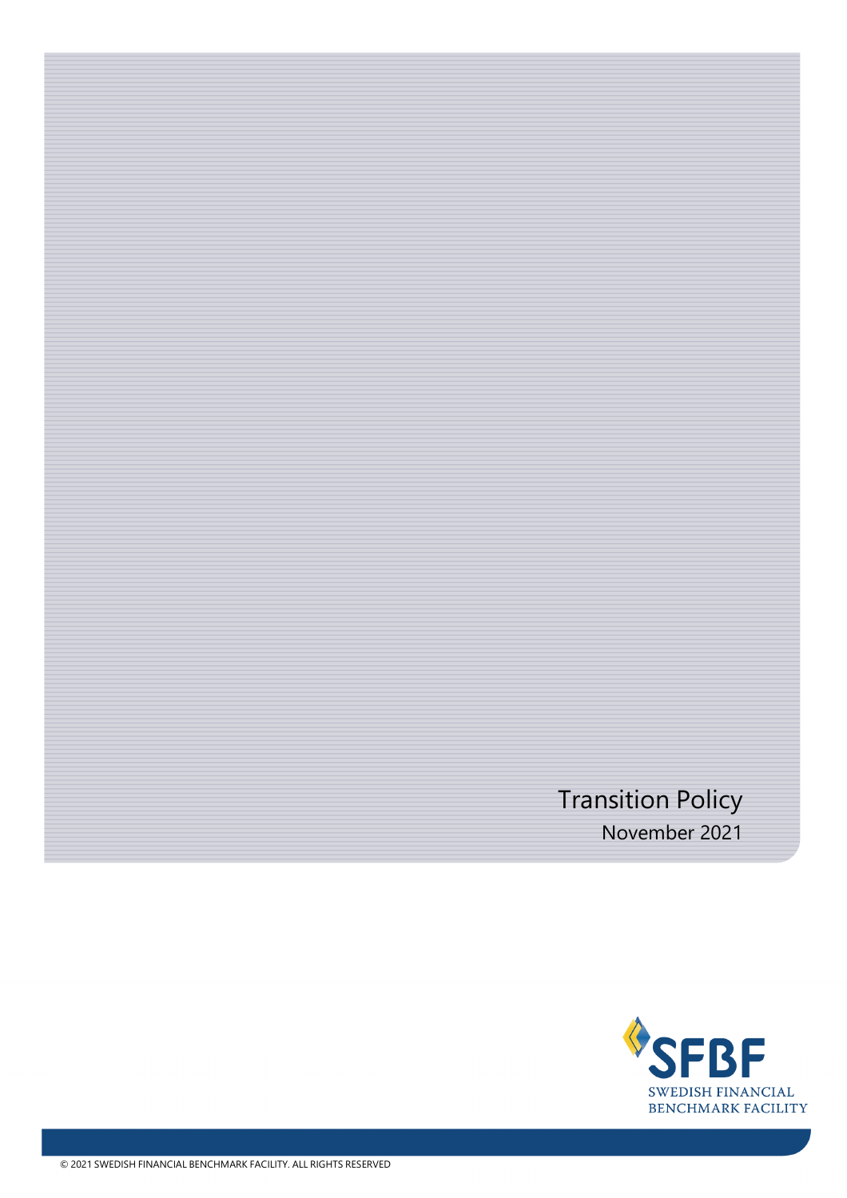# Transition Policy

November 2021

SFBF
SWEDISH FINANCIAL
BENCHMARK FACILITY

© 2021 SWEDISH FINANCIAL BENCHMARK FACILITY. ALL RIGHTS RESERVED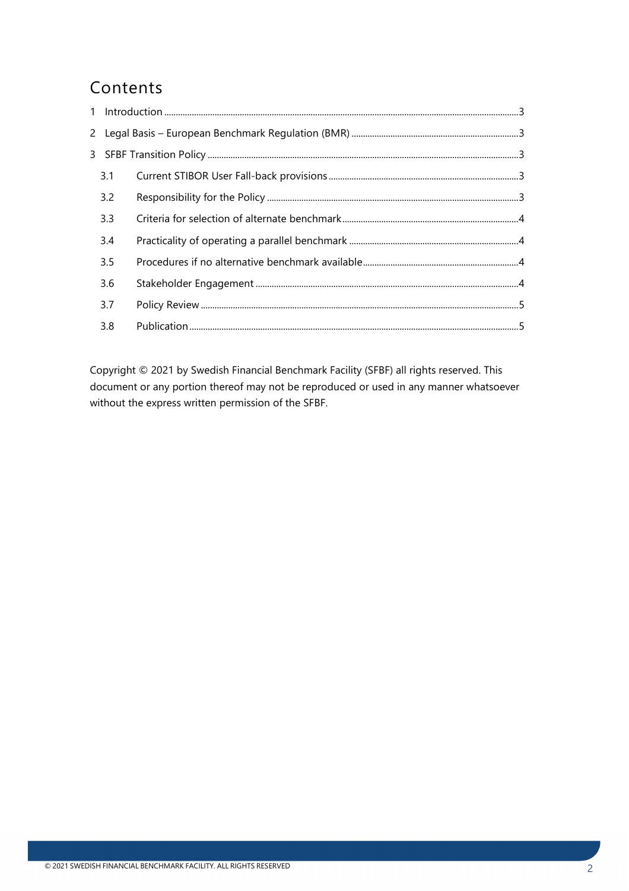## Contents

1 Introduction ........................................................................ 3

2 Legal Basis – European Benchmark Regulation (BMR) ........................................................................ 3

3 SFBF Transition Policy ........................................................................ 3

- 3.1 Current STIBOR User Fall-back provisions ........................................................................ 3
- 3.2 Responsibility for the Policy ........................................................................ 3
- 3.3 Criteria for selection of alternate benchmark ........................................................................ 4
- 3.4 Practicality of operating a parallel benchmark ........................................................................ 4
- 3.5 Procedures if no alternative benchmark available ........................................................................ 4
- 3.6 Stakeholder Engagement ........................................................................ 4
- 3.7 Policy Review ........................................................................ 5
- 3.8 Publication ........................................................................ 5

Copyright © 2021 by Swedish Financial Benchmark Facility (SFBF) all rights reserved. This document or any portion thereof may not be reproduced or used in any manner whatsoever without the express written permission of the SFBF.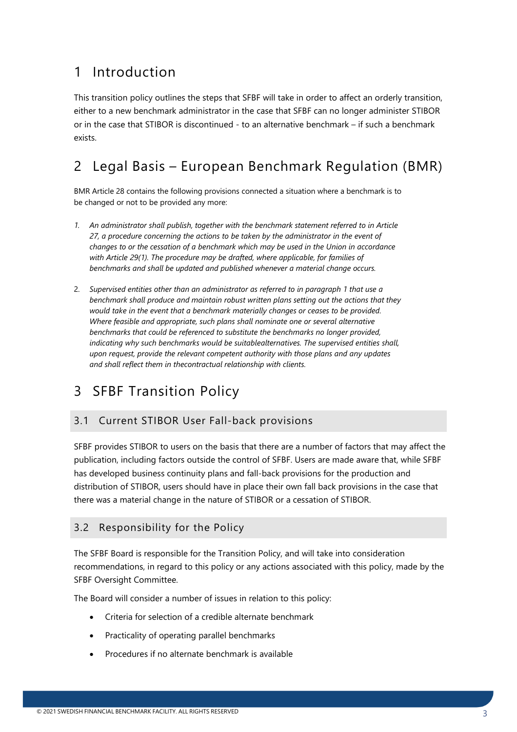# 1 Introduction

This transition policy outlines the steps that SFBF will take in order to affect an orderly transition, either to a new benchmark administrator in the case that SFBF can no longer administer STIBOR or in the case that STIBOR is discontinued - to an alternative benchmark – if such a benchmark exists.

# 2 Legal Basis – European Benchmark Regulation (BMR)

BMR Article 28 contains the following provisions connected a situation where a benchmark is to be changed or not to be provided any more:

1. *An administrator shall publish, together with the benchmark statement referred to in Article 27, a procedure concerning the actions to be taken by the administrator in the event of changes to or the cessation of a benchmark which may be used in the Union in accordance with Article 29(1). The procedure may be drafted, where applicable, for families of benchmarks and shall be updated and published whenever a material change occurs.*

2. *Supervised entities other than an administrator as referred to in paragraph 1 that use a benchmark shall produce and maintain robust written plans setting out the actions that they would take in the event that a benchmark materially changes or ceases to be provided. Where feasible and appropriate, such plans shall nominate one or several alternative benchmarks that could be referenced to substitute the benchmarks no longer provided, indicating why such benchmarks would be suitablealternatives. The supervised entities shall, upon request, provide the relevant competent authority with those plans and any updates and shall reflect them in thecontractual relationship with clients.*

# 3 SFBF Transition Policy

## 3.1 Current STIBOR User Fall-back provisions

SFBF provides STIBOR to users on the basis that there are a number of factors that may affect the publication, including factors outside the control of SFBF. Users are made aware that, while SFBF has developed business continuity plans and fall-back provisions for the production and distribution of STIBOR, users should have in place their own fall back provisions in the case that there was a material change in the nature of STIBOR or a cessation of STIBOR.

## 3.2 Responsibility for the Policy

The SFBF Board is responsible for the Transition Policy, and will take into consideration recommendations, in regard to this policy or any actions associated with this policy, made by the SFBF Oversight Committee.

The Board will consider a number of issues in relation to this policy:

- Criteria for selection of a credible alternate benchmark
- Practicality of operating parallel benchmarks
- Procedures if no alternate benchmark is available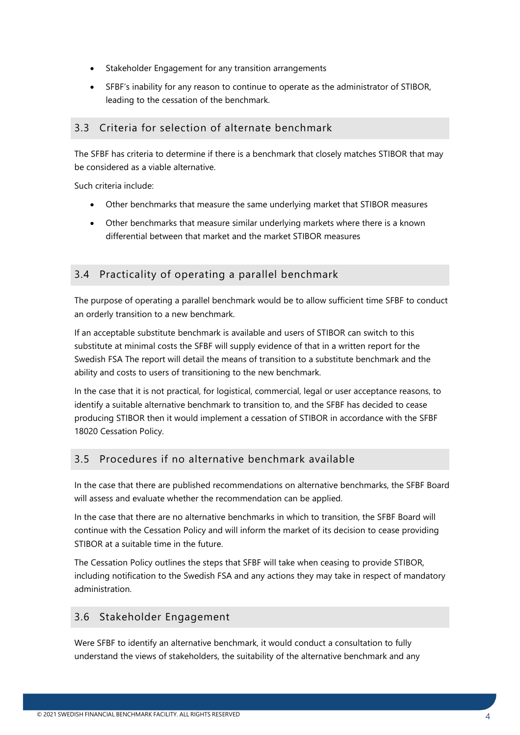- Stakeholder Engagement for any transition arrangements
- SFBF's inability for any reason to continue to operate as the administrator of STIBOR, leading to the cessation of the benchmark.

## 3.3 Criteria for selection of alternate benchmark

The SFBF has criteria to determine if there is a benchmark that closely matches STIBOR that may be considered as a viable alternative.

Such criteria include:

- Other benchmarks that measure the same underlying market that STIBOR measures
- Other benchmarks that measure similar underlying markets where there is a known differential between that market and the market STIBOR measures

## 3.4 Practicality of operating a parallel benchmark

The purpose of operating a parallel benchmark would be to allow sufficient time SFBF to conduct an orderly transition to a new benchmark.

If an acceptable substitute benchmark is available and users of STIBOR can switch to this substitute at minimal costs the SFBF will supply evidence of that in a written report for the Swedish FSA The report will detail the means of transition to a substitute benchmark and the ability and costs to users of transitioning to the new benchmark.

In the case that it is not practical, for logistical, commercial, legal or user acceptance reasons, to identify a suitable alternative benchmark to transition to, and the SFBF has decided to cease producing STIBOR then it would implement a cessation of STIBOR in accordance with the SFBF 18020 Cessation Policy.

## 3.5 Procedures if no alternative benchmark available

In the case that there are published recommendations on alternative benchmarks, the SFBF Board will assess and evaluate whether the recommendation can be applied.

In the case that there are no alternative benchmarks in which to transition, the SFBF Board will continue with the Cessation Policy and will inform the market of its decision to cease providing STIBOR at a suitable time in the future.

The Cessation Policy outlines the steps that SFBF will take when ceasing to provide STIBOR, including notification to the Swedish FSA and any actions they may take in respect of mandatory administration.

## 3.6 Stakeholder Engagement

Were SFBF to identify an alternative benchmark, it would conduct a consultation to fully understand the views of stakeholders, the suitability of the alternative benchmark and any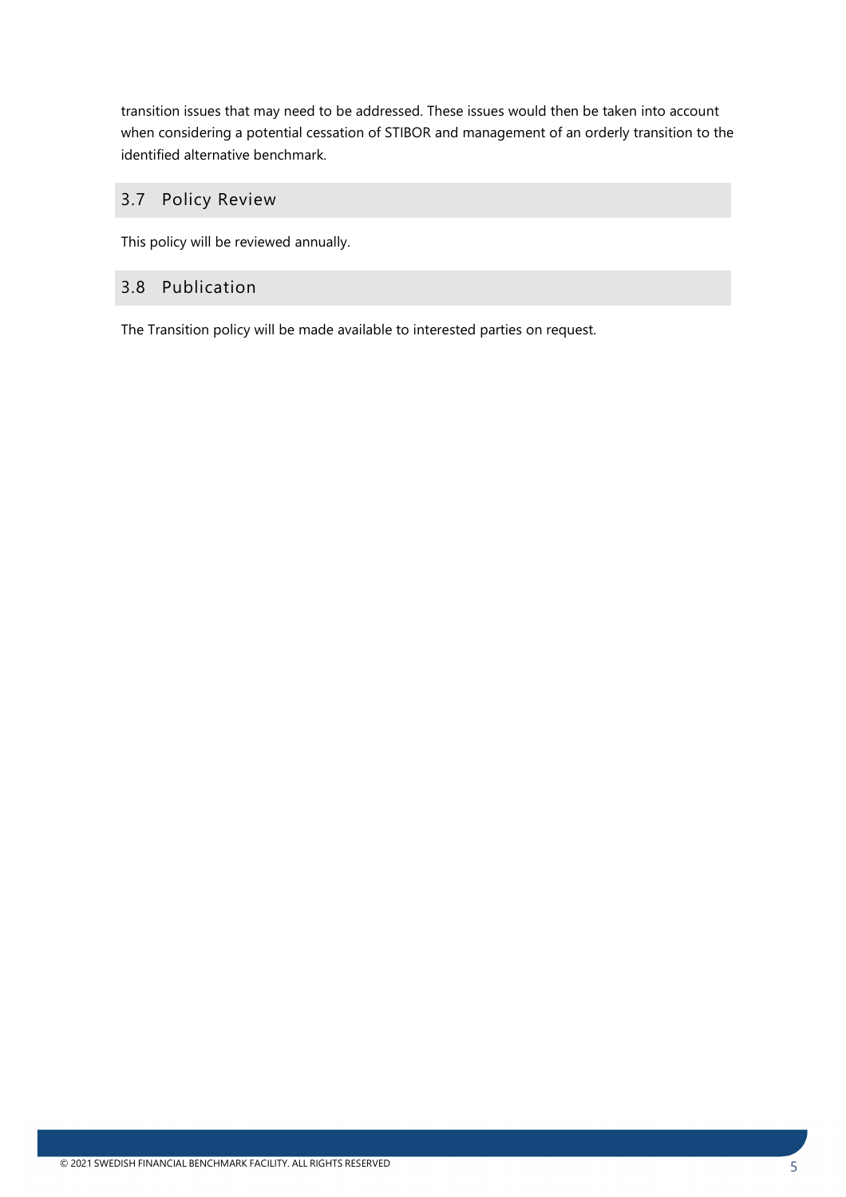transition issues that may need to be addressed. These issues would then be taken into account when considering a potential cessation of STIBOR and management of an orderly transition to the identified alternative benchmark.

## 3.7 Policy Review

This policy will be reviewed annually.

## 3.8 Publication

The Transition policy will be made available to interested parties on request.